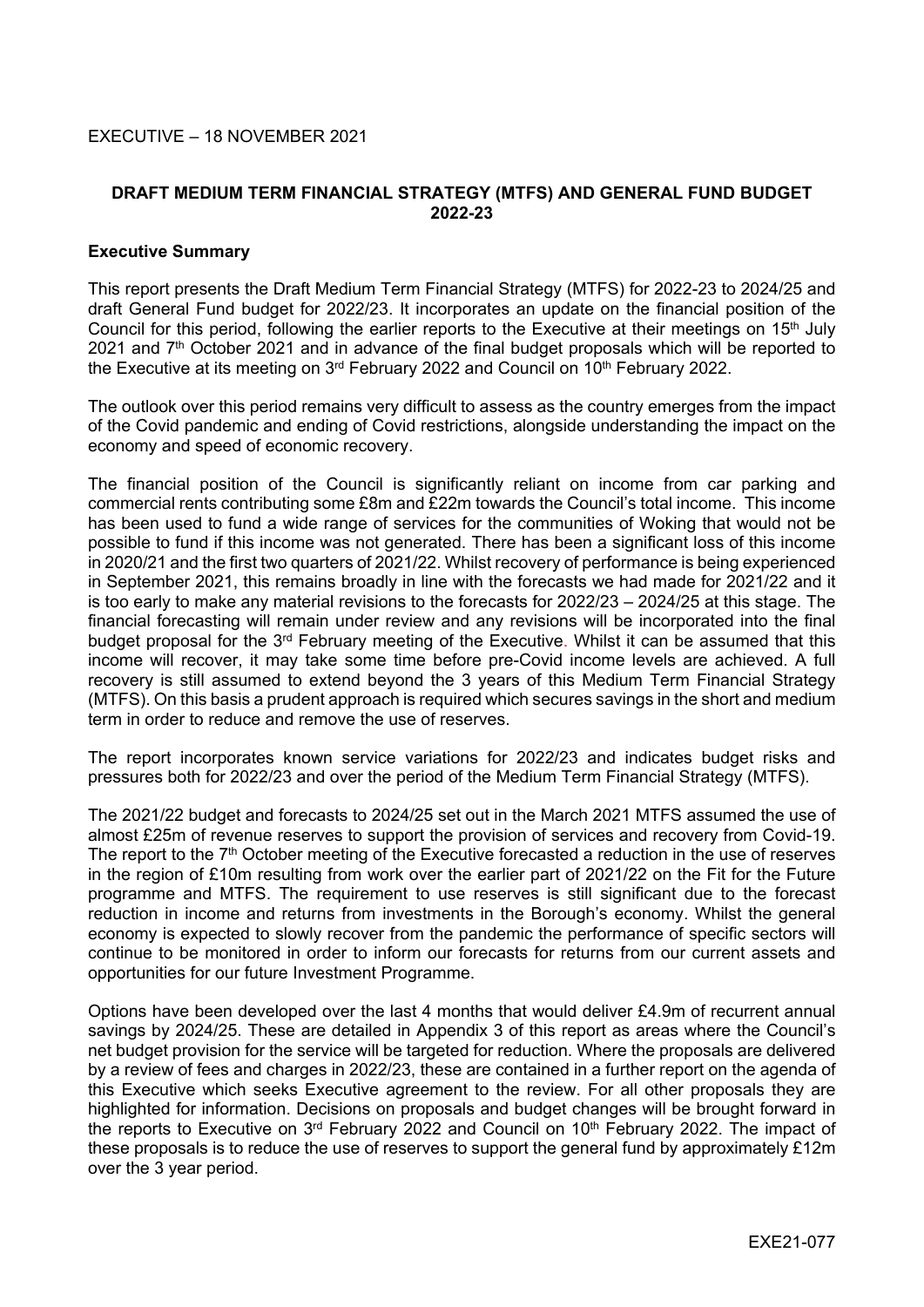EXECUTIVE – 18 NOVEMBER 2021

# DRAFT MEDIUM TERM FINANCIAL STRATEGY (MTFS) AND GENERAL FUND BUDGET 2022-23

## Executive Summary

This report presents the Draft Medium Term Financial Strategy (MTFS) for 2022-23 to 2024/25 and draft General Fund budget for 2022/23. It incorporates an update on the financial position of the Council for this period, following the earlier reports to the Executive at their meetings on 15th July 2021 and 7th October 2021 and in advance of the final budget proposals which will be reported to the Executive at its meeting on 3rd February 2022 and Council on 10th February 2022.

The outlook over this period remains very difficult to assess as the country emerges from the impact of the Covid pandemic and ending of Covid restrictions, alongside understanding the impact on the economy and speed of economic recovery.

The financial position of the Council is significantly reliant on income from car parking and commercial rents contributing some £8m and £22m towards the Council's total income. This income has been used to fund a wide range of services for the communities of Woking that would not be possible to fund if this income was not generated. There has been a significant loss of this income in 2020/21 and the first two quarters of 2021/22. Whilst recovery of performance is being experienced in September 2021, this remains broadly in line with the forecasts we had made for 2021/22 and it is too early to make any material revisions to the forecasts for 2022/23 – 2024/25 at this stage. The financial forecasting will remain under review and any revisions will be incorporated into the final budget proposal for the 3rd February meeting of the Executive. Whilst it can be assumed that this income will recover, it may take some time before pre-Covid income levels are achieved. A full recovery is still assumed to extend beyond the 3 years of this Medium Term Financial Strategy (MTFS). On this basis a prudent approach is required which secures savings in the short and medium term in order to reduce and remove the use of reserves.

The report incorporates known service variations for 2022/23 and indicates budget risks and pressures both for 2022/23 and over the period of the Medium Term Financial Strategy (MTFS).

The 2021/22 budget and forecasts to 2024/25 set out in the March 2021 MTFS assumed the use of almost £25m of revenue reserves to support the provision of services and recovery from Covid-19. The report to the 7th October meeting of the Executive forecasted a reduction in the use of reserves in the region of £10m resulting from work over the earlier part of 2021/22 on the Fit for the Future programme and MTFS. The requirement to use reserves is still significant due to the forecast reduction in income and returns from investments in the Borough's economy. Whilst the general economy is expected to slowly recover from the pandemic the performance of specific sectors will continue to be monitored in order to inform our forecasts for returns from our current assets and opportunities for our future Investment Programme.

Options have been developed over the last 4 months that would deliver £4.9m of recurrent annual savings by 2024/25. These are detailed in Appendix 3 of this report as areas where the Council's net budget provision for the service will be targeted for reduction. Where the proposals are delivered by a review of fees and charges in 2022/23, these are contained in a further report on the agenda of this Executive which seeks Executive agreement to the review. For all other proposals they are highlighted for information. Decisions on proposals and budget changes will be brought forward in the reports to Executive on 3rd February 2022 and Council on 10th February 2022. The impact of these proposals is to reduce the use of reserves to support the general fund by approximately £12m over the 3 year period.

EXE21-077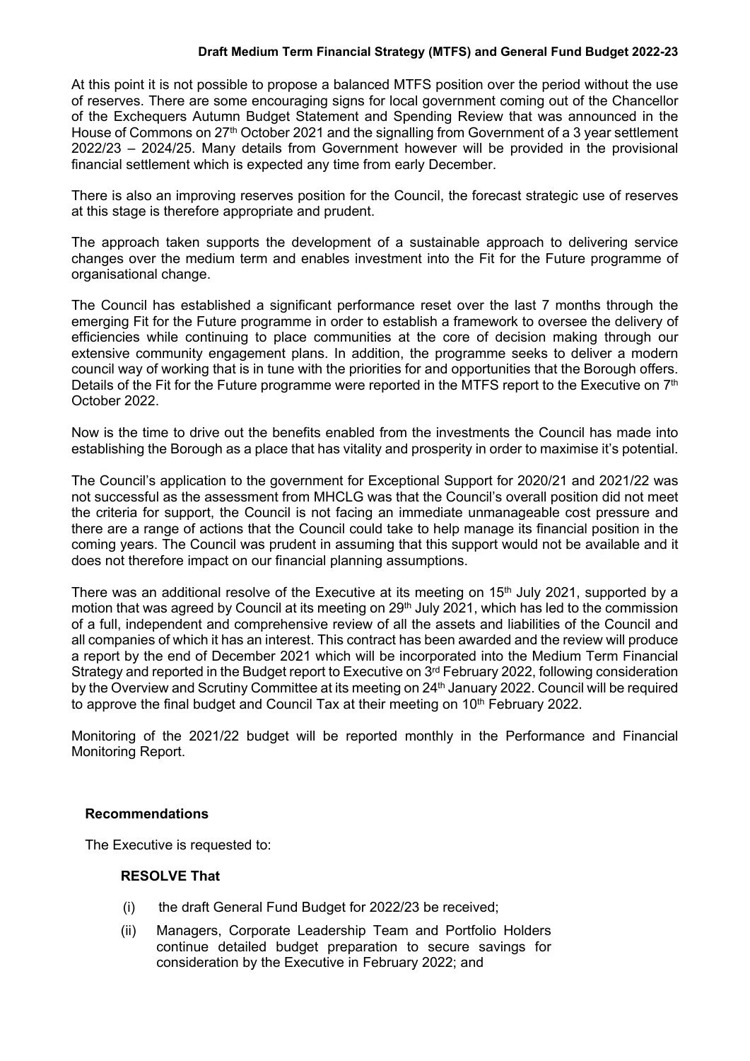At this point it is not possible to propose a balanced MTFS position over the period without the use of reserves. There are some encouraging signs for local government coming out of the Chancellor of the Exchequers Autumn Budget Statement and Spending Review that was announced in the House of Commons on 27th October 2021 and the signalling from Government of a 3 year settlement 2022/23 – 2024/25. Many details from Government however will be provided in the provisional financial settlement which is expected any time from early December.

There is also an improving reserves position for the Council, the forecast strategic use of reserves at this stage is therefore appropriate and prudent.

The approach taken supports the development of a sustainable approach to delivering service changes over the medium term and enables investment into the Fit for the Future programme of organisational change.

The Council has established a significant performance reset over the last 7 months through the emerging Fit for the Future programme in order to establish a framework to oversee the delivery of efficiencies while continuing to place communities at the core of decision making through our extensive community engagement plans. In addition, the programme seeks to deliver a modern council way of working that is in tune with the priorities for and opportunities that the Borough offers. Details of the Fit for the Future programme were reported in the MTFS report to the Executive on 7th October 2022.

Now is the time to drive out the benefits enabled from the investments the Council has made into establishing the Borough as a place that has vitality and prosperity in order to maximise it's potential.

The Council's application to the government for Exceptional Support for 2020/21 and 2021/22 was not successful as the assessment from MHCLG was that the Council's overall position did not meet the criteria for support, the Council is not facing an immediate unmanageable cost pressure and there are a range of actions that the Council could take to help manage its financial position in the coming years. The Council was prudent in assuming that this support would not be available and it does not therefore impact on our financial planning assumptions.

There was an additional resolve of the Executive at its meeting on 15th July 2021, supported by a motion that was agreed by Council at its meeting on 29th July 2021, which has led to the commission of a full, independent and comprehensive review of all the assets and liabilities of the Council and all companies of which it has an interest. This contract has been awarded and the review will produce a report by the end of December 2021 which will be incorporated into the Medium Term Financial Strategy and reported in the Budget report to Executive on 3rd February 2022, following consideration by the Overview and Scrutiny Committee at its meeting on 24th January 2022. Council will be required to approve the final budget and Council Tax at their meeting on 10th February 2022.

Monitoring of the 2021/22 budget will be reported monthly in the Performance and Financial Monitoring Report.

## Recommendations

The Executive is requested to:

**RESOLVE That**

(i) the draft General Fund Budget for 2022/23 be received;

(ii) Managers, Corporate Leadership Team and Portfolio Holders continue detailed budget preparation to secure savings for consideration by the Executive in February 2022; and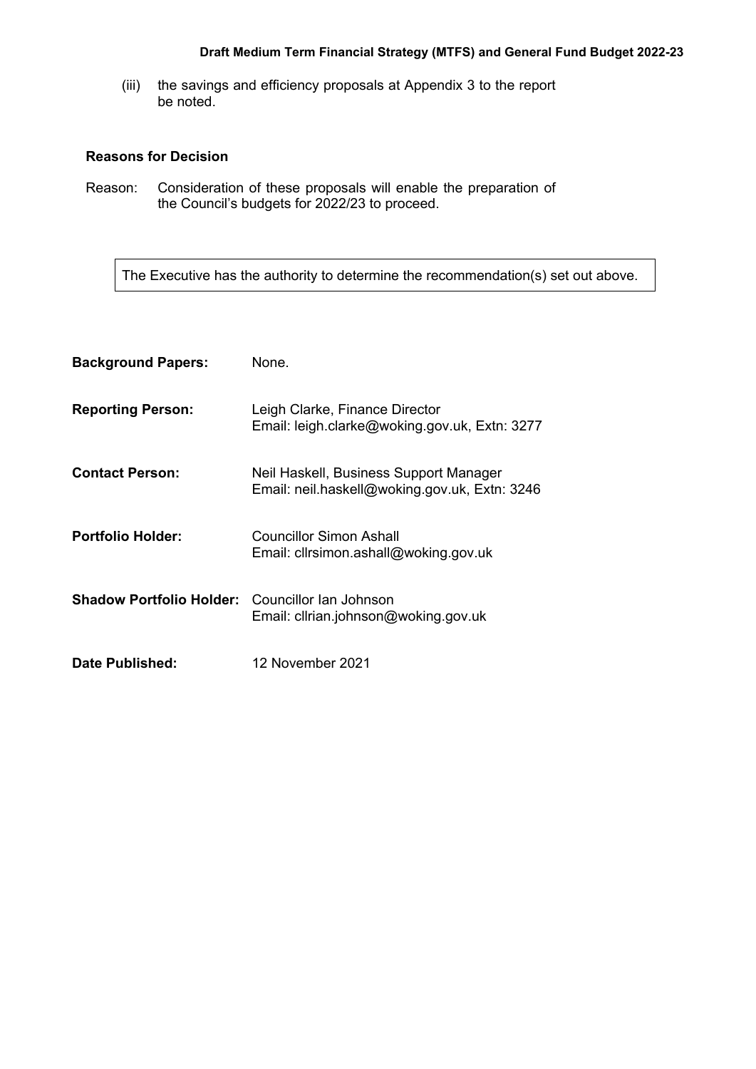(iii) the savings and efficiency proposals at Appendix 3 to the report be noted.

**Reasons for Decision**

Reason: Consideration of these proposals will enable the preparation of the Council's budgets for 2022/23 to proceed.

> The Executive has the authority to determine the recommendation(s) set out above.

**Background Papers:** None.

**Reporting Person:** Leigh Clarke, Finance Director
Email: leigh.clarke@woking.gov.uk, Extn: 3277

**Contact Person:** Neil Haskell, Business Support Manager
Email: neil.haskell@woking.gov.uk, Extn: 3246

**Portfolio Holder:** Councillor Simon Ashall
Email: cllrsimon.ashall@woking.gov.uk

**Shadow Portfolio Holder:** Councillor Ian Johnson
Email: cllrian.johnson@woking.gov.uk

**Date Published:** 12 November 2021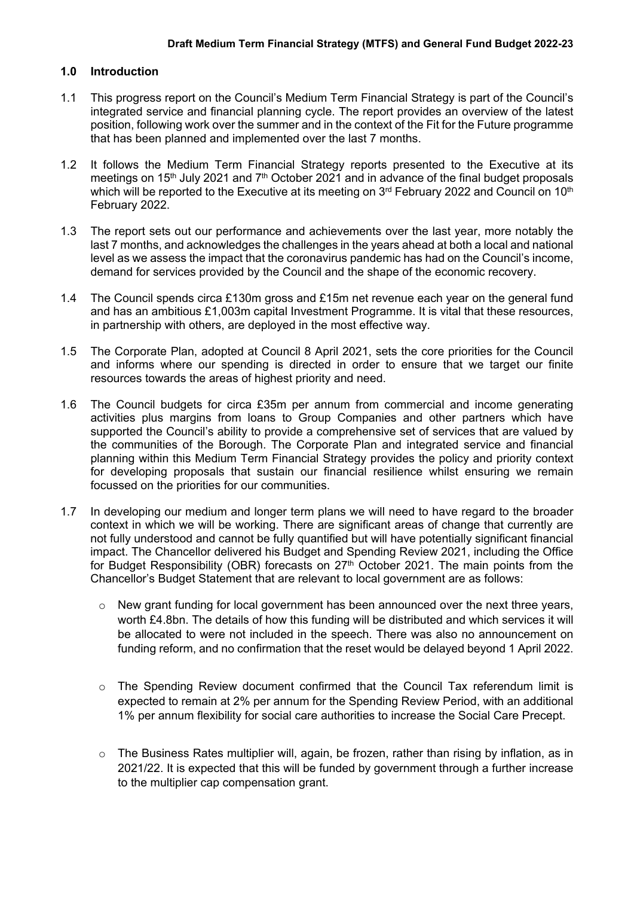## 1.0 Introduction

1.1 This progress report on the Council's Medium Term Financial Strategy is part of the Council's integrated service and financial planning cycle. The report provides an overview of the latest position, following work over the summer and in the context of the Fit for the Future programme that has been planned and implemented over the last 7 months.

1.2 It follows the Medium Term Financial Strategy reports presented to the Executive at its meetings on 15th July 2021 and 7th October 2021 and in advance of the final budget proposals which will be reported to the Executive at its meeting on 3rd February 2022 and Council on 10th February 2022.

1.3 The report sets out our performance and achievements over the last year, more notably the last 7 months, and acknowledges the challenges in the years ahead at both a local and national level as we assess the impact that the coronavirus pandemic has had on the Council's income, demand for services provided by the Council and the shape of the economic recovery.

1.4 The Council spends circa £130m gross and £15m net revenue each year on the general fund and has an ambitious £1,003m capital Investment Programme. It is vital that these resources, in partnership with others, are deployed in the most effective way.

1.5 The Corporate Plan, adopted at Council 8 April 2021, sets the core priorities for the Council and informs where our spending is directed in order to ensure that we target our finite resources towards the areas of highest priority and need.

1.6 The Council budgets for circa £35m per annum from commercial and income generating activities plus margins from loans to Group Companies and other partners which have supported the Council's ability to provide a comprehensive set of services that are valued by the communities of the Borough. The Corporate Plan and integrated service and financial planning within this Medium Term Financial Strategy provides the policy and priority context for developing proposals that sustain our financial resilience whilst ensuring we remain focussed on the priorities for our communities.

1.7 In developing our medium and longer term plans we will need to have regard to the broader context in which we will be working. There are significant areas of change that currently are not fully understood and cannot be fully quantified but will have potentially significant financial impact. The Chancellor delivered his Budget and Spending Review 2021, including the Office for Budget Responsibility (OBR) forecasts on 27th October 2021. The main points from the Chancellor's Budget Statement that are relevant to local government are as follows:

- New grant funding for local government has been announced over the next three years, worth £4.8bn. The details of how this funding will be distributed and which services it will be allocated to were not included in the speech. There was also no announcement on funding reform, and no confirmation that the reset would be delayed beyond 1 April 2022.

- The Spending Review document confirmed that the Council Tax referendum limit is expected to remain at 2% per annum for the Spending Review Period, with an additional 1% per annum flexibility for social care authorities to increase the Social Care Precept.

- The Business Rates multiplier will, again, be frozen, rather than rising by inflation, as in 2021/22. It is expected that this will be funded by government through a further increase to the multiplier cap compensation grant.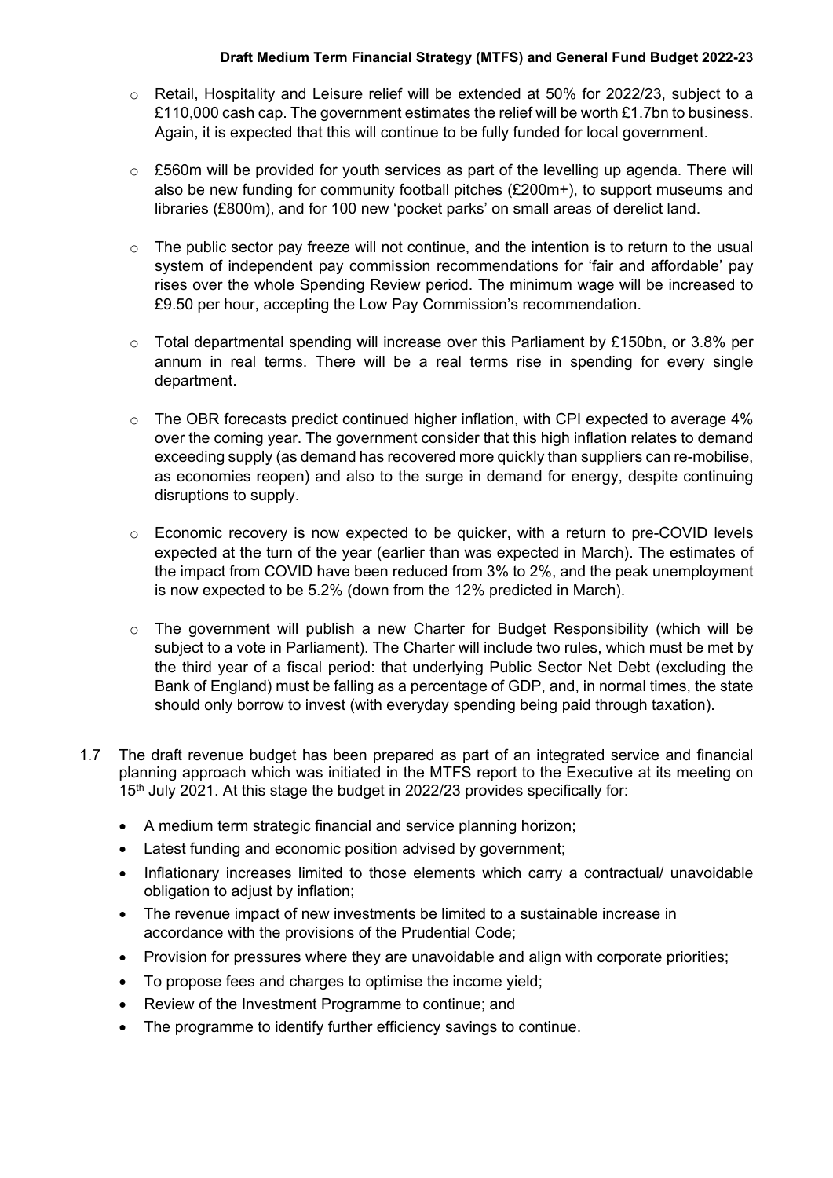- Retail, Hospitality and Leisure relief will be extended at 50% for 2022/23, subject to a £110,000 cash cap. The government estimates the relief will be worth £1.7bn to business. Again, it is expected that this will continue to be fully funded for local government.

- £560m will be provided for youth services as part of the levelling up agenda. There will also be new funding for community football pitches (£200m+), to support museums and libraries (£800m), and for 100 new 'pocket parks' on small areas of derelict land.

- The public sector pay freeze will not continue, and the intention is to return to the usual system of independent pay commission recommendations for 'fair and affordable' pay rises over the whole Spending Review period. The minimum wage will be increased to £9.50 per hour, accepting the Low Pay Commission's recommendation.

- Total departmental spending will increase over this Parliament by £150bn, or 3.8% per annum in real terms. There will be a real terms rise in spending for every single department.

- The OBR forecasts predict continued higher inflation, with CPI expected to average 4% over the coming year. The government consider that this high inflation relates to demand exceeding supply (as demand has recovered more quickly than suppliers can re-mobilise, as economies reopen) and also to the surge in demand for energy, despite continuing disruptions to supply.

- Economic recovery is now expected to be quicker, with a return to pre-COVID levels expected at the turn of the year (earlier than was expected in March). The estimates of the impact from COVID have been reduced from 3% to 2%, and the peak unemployment is now expected to be 5.2% (down from the 12% predicted in March).

- The government will publish a new Charter for Budget Responsibility (which will be subject to a vote in Parliament). The Charter will include two rules, which must be met by the third year of a fiscal period: that underlying Public Sector Net Debt (excluding the Bank of England) must be falling as a percentage of GDP, and, in normal times, the state should only borrow to invest (with everyday spending being paid through taxation).

1.7 The draft revenue budget has been prepared as part of an integrated service and financial planning approach which was initiated in the MTFS report to the Executive at its meeting on 15th July 2021. At this stage the budget in 2022/23 provides specifically for:

- A medium term strategic financial and service planning horizon;
- Latest funding and economic position advised by government;
- Inflationary increases limited to those elements which carry a contractual/ unavoidable obligation to adjust by inflation;
- The revenue impact of new investments be limited to a sustainable increase in accordance with the provisions of the Prudential Code;
- Provision for pressures where they are unavoidable and align with corporate priorities;
- To propose fees and charges to optimise the income yield;
- Review of the Investment Programme to continue; and
- The programme to identify further efficiency savings to continue.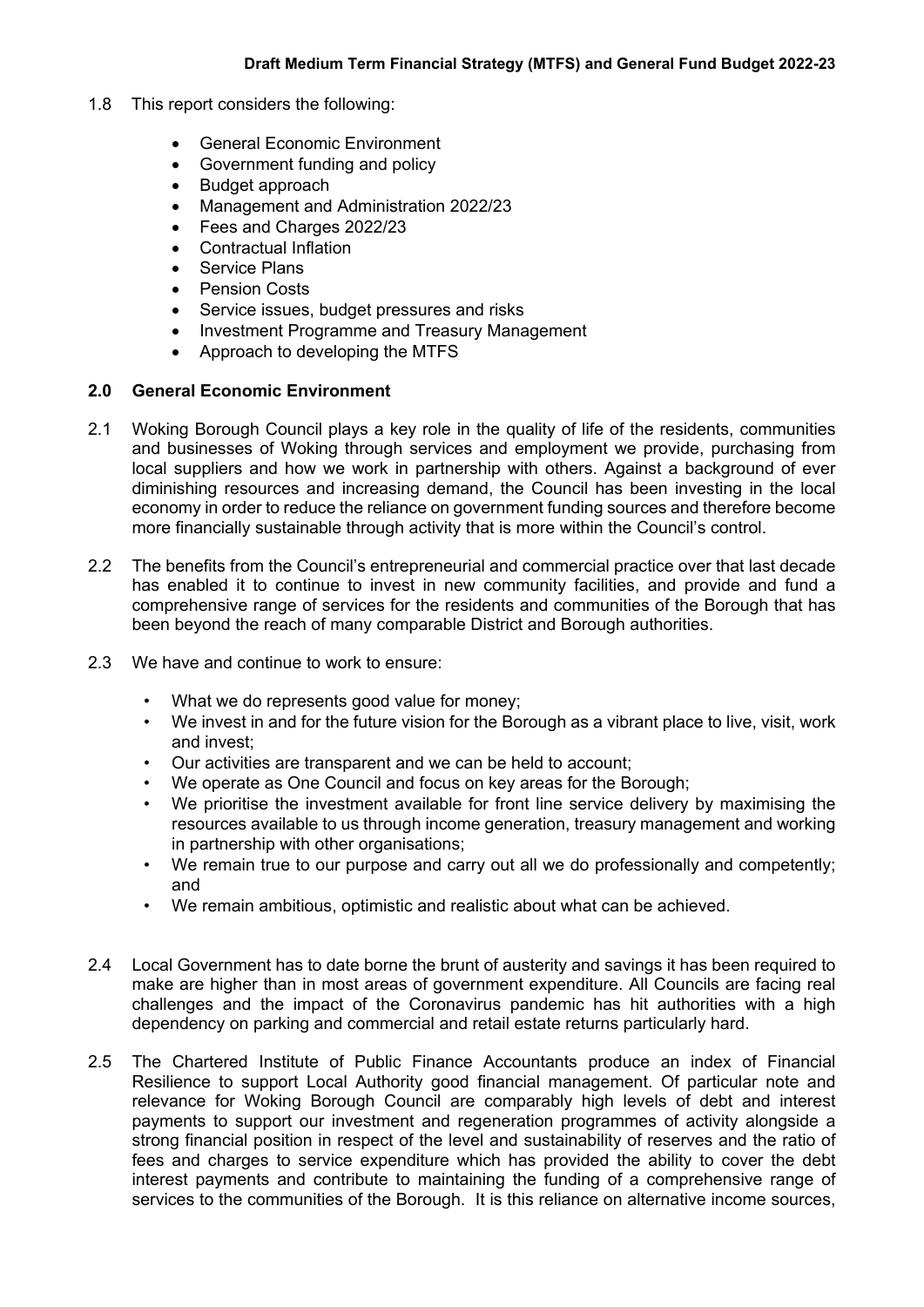1.8 This report considers the following:

- General Economic Environment
- Government funding and policy
- Budget approach
- Management and Administration 2022/23
- Fees and Charges 2022/23
- Contractual Inflation
- Service Plans
- Pension Costs
- Service issues, budget pressures and risks
- Investment Programme and Treasury Management
- Approach to developing the MTFS

## 2.0 General Economic Environment

2.1 Woking Borough Council plays a key role in the quality of life of the residents, communities and businesses of Woking through services and employment we provide, purchasing from local suppliers and how we work in partnership with others. Against a background of ever diminishing resources and increasing demand, the Council has been investing in the local economy in order to reduce the reliance on government funding sources and therefore become more financially sustainable through activity that is more within the Council's control.

2.2 The benefits from the Council's entrepreneurial and commercial practice over that last decade has enabled it to continue to invest in new community facilities, and provide and fund a comprehensive range of services for the residents and communities of the Borough that has been beyond the reach of many comparable District and Borough authorities.

2.3 We have and continue to work to ensure:

- What we do represents good value for money;
- We invest in and for the future vision for the Borough as a vibrant place to live, visit, work and invest;
- Our activities are transparent and we can be held to account;
- We operate as One Council and focus on key areas for the Borough;
- We prioritise the investment available for front line service delivery by maximising the resources available to us through income generation, treasury management and working in partnership with other organisations;
- We remain true to our purpose and carry out all we do professionally and competently; and
- We remain ambitious, optimistic and realistic about what can be achieved.

2.4 Local Government has to date borne the brunt of austerity and savings it has been required to make are higher than in most areas of government expenditure. All Councils are facing real challenges and the impact of the Coronavirus pandemic has hit authorities with a high dependency on parking and commercial and retail estate returns particularly hard.

2.5 The Chartered Institute of Public Finance Accountants produce an index of Financial Resilience to support Local Authority good financial management. Of particular note and relevance for Woking Borough Council are comparably high levels of debt and interest payments to support our investment and regeneration programmes of activity alongside a strong financial position in respect of the level and sustainability of reserves and the ratio of fees and charges to service expenditure which has provided the ability to cover the debt interest payments and contribute to maintaining the funding of a comprehensive range of services to the communities of the Borough. It is this reliance on alternative income sources,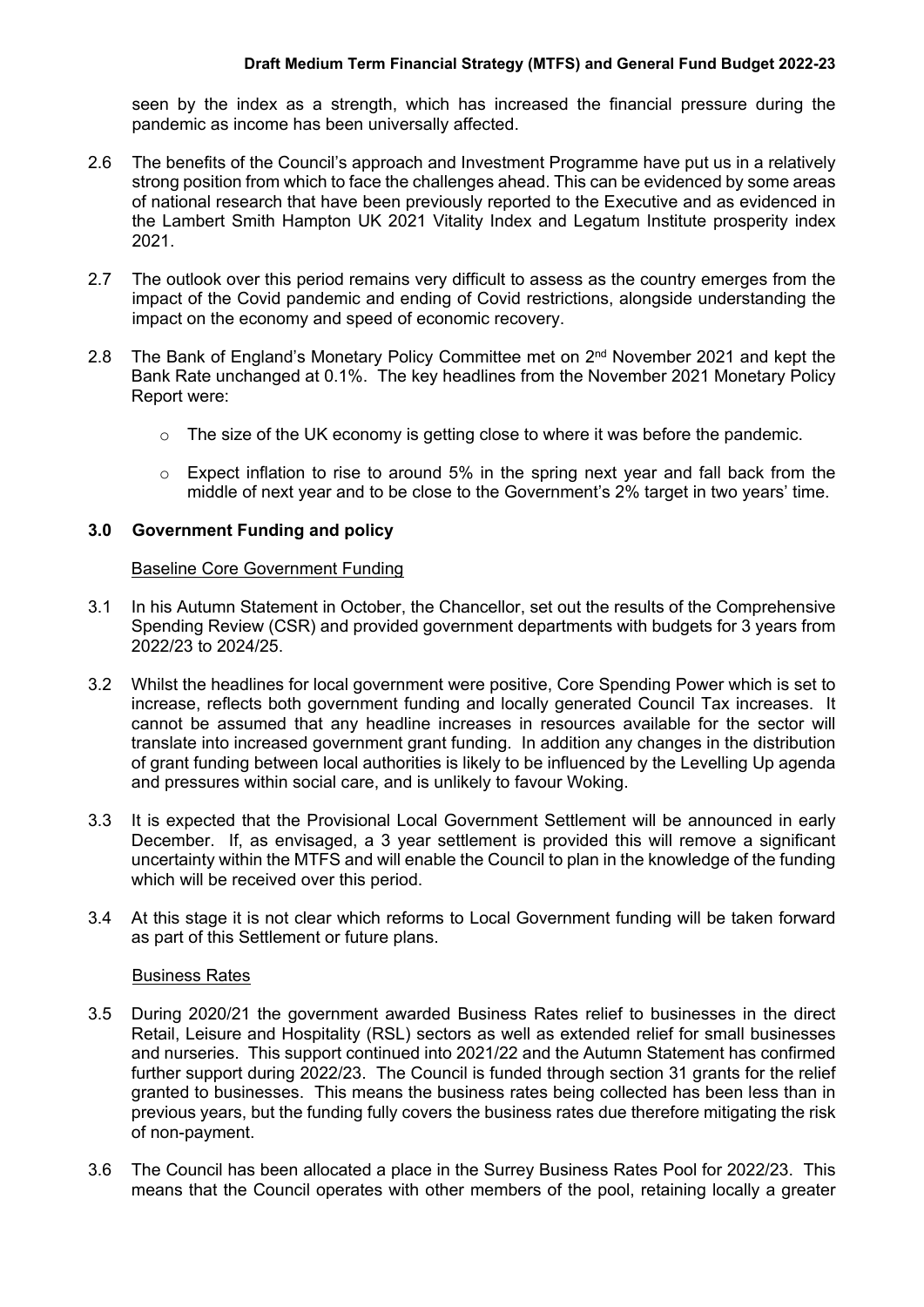seen by the index as a strength, which has increased the financial pressure during the pandemic as income has been universally affected.

2.6 The benefits of the Council's approach and Investment Programme have put us in a relatively strong position from which to face the challenges ahead. This can be evidenced by some areas of national research that have been previously reported to the Executive and as evidenced in the Lambert Smith Hampton UK 2021 Vitality Index and Legatum Institute prosperity index 2021.

2.7 The outlook over this period remains very difficult to assess as the country emerges from the impact of the Covid pandemic and ending of Covid restrictions, alongside understanding the impact on the economy and speed of economic recovery.

2.8 The Bank of England's Monetary Policy Committee met on 2nd November 2021 and kept the Bank Rate unchanged at 0.1%. The key headlines from the November 2021 Monetary Policy Report were:

- The size of the UK economy is getting close to where it was before the pandemic.
- Expect inflation to rise to around 5% in the spring next year and fall back from the middle of next year and to be close to the Government's 2% target in two years' time.

## 3.0 Government Funding and policy

Baseline Core Government Funding

3.1 In his Autumn Statement in October, the Chancellor, set out the results of the Comprehensive Spending Review (CSR) and provided government departments with budgets for 3 years from 2022/23 to 2024/25.

3.2 Whilst the headlines for local government were positive, Core Spending Power which is set to increase, reflects both government funding and locally generated Council Tax increases. It cannot be assumed that any headline increases in resources available for the sector will translate into increased government grant funding. In addition any changes in the distribution of grant funding between local authorities is likely to be influenced by the Levelling Up agenda and pressures within social care, and is unlikely to favour Woking.

3.3 It is expected that the Provisional Local Government Settlement will be announced in early December. If, as envisaged, a 3 year settlement is provided this will remove a significant uncertainty within the MTFS and will enable the Council to plan in the knowledge of the funding which will be received over this period.

3.4 At this stage it is not clear which reforms to Local Government funding will be taken forward as part of this Settlement or future plans.

Business Rates

3.5 During 2020/21 the government awarded Business Rates relief to businesses in the direct Retail, Leisure and Hospitality (RSL) sectors as well as extended relief for small businesses and nurseries. This support continued into 2021/22 and the Autumn Statement has confirmed further support during 2022/23. The Council is funded through section 31 grants for the relief granted to businesses. This means the business rates being collected has been less than in previous years, but the funding fully covers the business rates due therefore mitigating the risk of non-payment.

3.6 The Council has been allocated a place in the Surrey Business Rates Pool for 2022/23. This means that the Council operates with other members of the pool, retaining locally a greater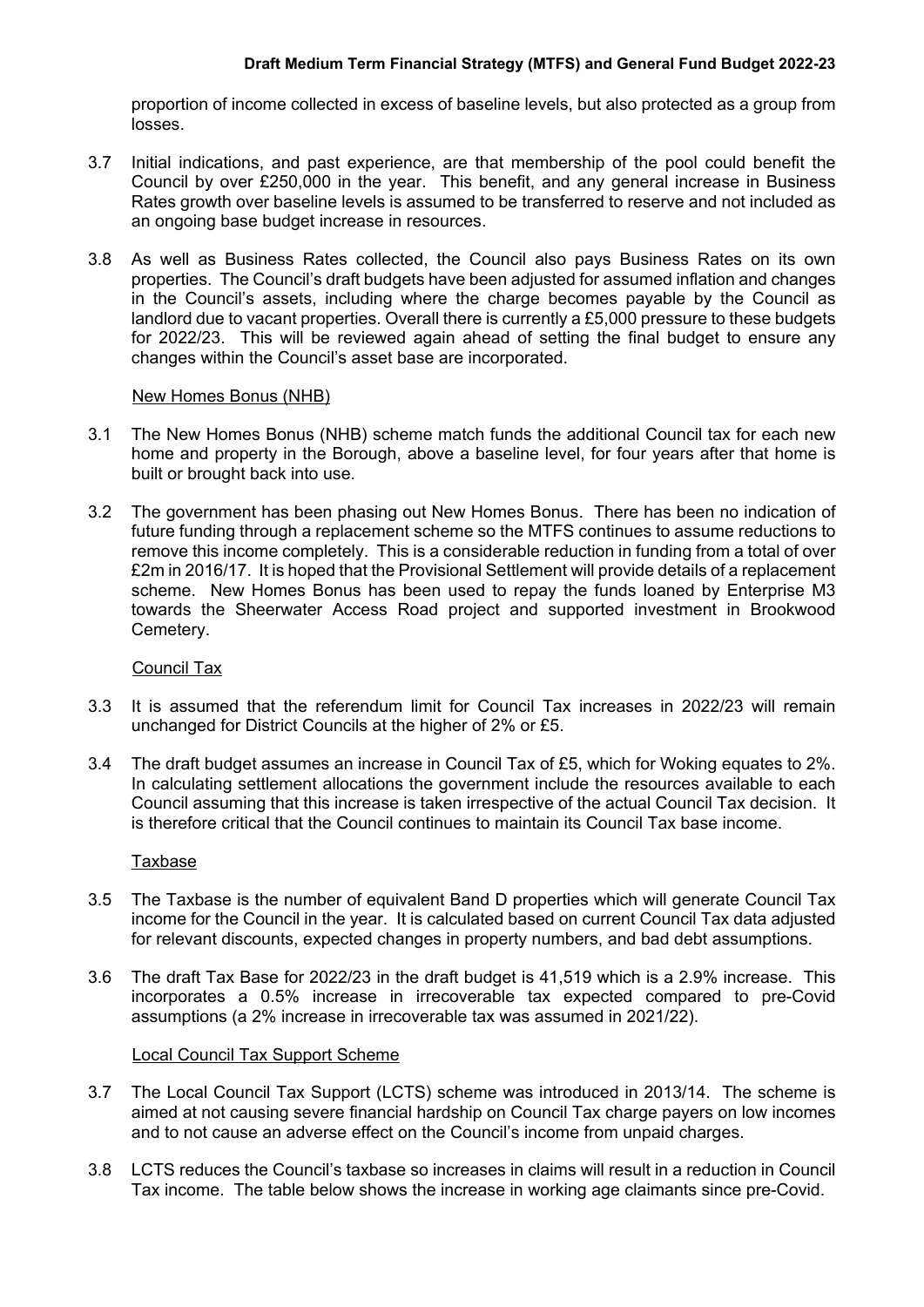proportion of income collected in excess of baseline levels, but also protected as a group from losses.

3.7 Initial indications, and past experience, are that membership of the pool could benefit the Council by over £250,000 in the year. This benefit, and any general increase in Business Rates growth over baseline levels is assumed to be transferred to reserve and not included as an ongoing base budget increase in resources.

3.8 As well as Business Rates collected, the Council also pays Business Rates on its own properties. The Council's draft budgets have been adjusted for assumed inflation and changes in the Council's assets, including where the charge becomes payable by the Council as landlord due to vacant properties. Overall there is currently a £5,000 pressure to these budgets for 2022/23. This will be reviewed again ahead of setting the final budget to ensure any changes within the Council's asset base are incorporated.

New Homes Bonus (NHB)

3.1 The New Homes Bonus (NHB) scheme match funds the additional Council tax for each new home and property in the Borough, above a baseline level, for four years after that home is built or brought back into use.

3.2 The government has been phasing out New Homes Bonus. There has been no indication of future funding through a replacement scheme so the MTFS continues to assume reductions to remove this income completely. This is a considerable reduction in funding from a total of over £2m in 2016/17. It is hoped that the Provisional Settlement will provide details of a replacement scheme. New Homes Bonus has been used to repay the funds loaned by Enterprise M3 towards the Sheerwater Access Road project and supported investment in Brookwood Cemetery.

Council Tax

3.3 It is assumed that the referendum limit for Council Tax increases in 2022/23 will remain unchanged for District Councils at the higher of 2% or £5.

3.4 The draft budget assumes an increase in Council Tax of £5, which for Woking equates to 2%. In calculating settlement allocations the government include the resources available to each Council assuming that this increase is taken irrespective of the actual Council Tax decision. It is therefore critical that the Council continues to maintain its Council Tax base income.

Taxbase

3.5 The Taxbase is the number of equivalent Band D properties which will generate Council Tax income for the Council in the year. It is calculated based on current Council Tax data adjusted for relevant discounts, expected changes in property numbers, and bad debt assumptions.

3.6 The draft Tax Base for 2022/23 in the draft budget is 41,519 which is a 2.9% increase. This incorporates a 0.5% increase in irrecoverable tax expected compared to pre-Covid assumptions (a 2% increase in irrecoverable tax was assumed in 2021/22).

Local Council Tax Support Scheme

3.7 The Local Council Tax Support (LCTS) scheme was introduced in 2013/14. The scheme is aimed at not causing severe financial hardship on Council Tax charge payers on low incomes and to not cause an adverse effect on the Council's income from unpaid charges.

3.8 LCTS reduces the Council's taxbase so increases in claims will result in a reduction in Council Tax income. The table below shows the increase in working age claimants since pre-Covid.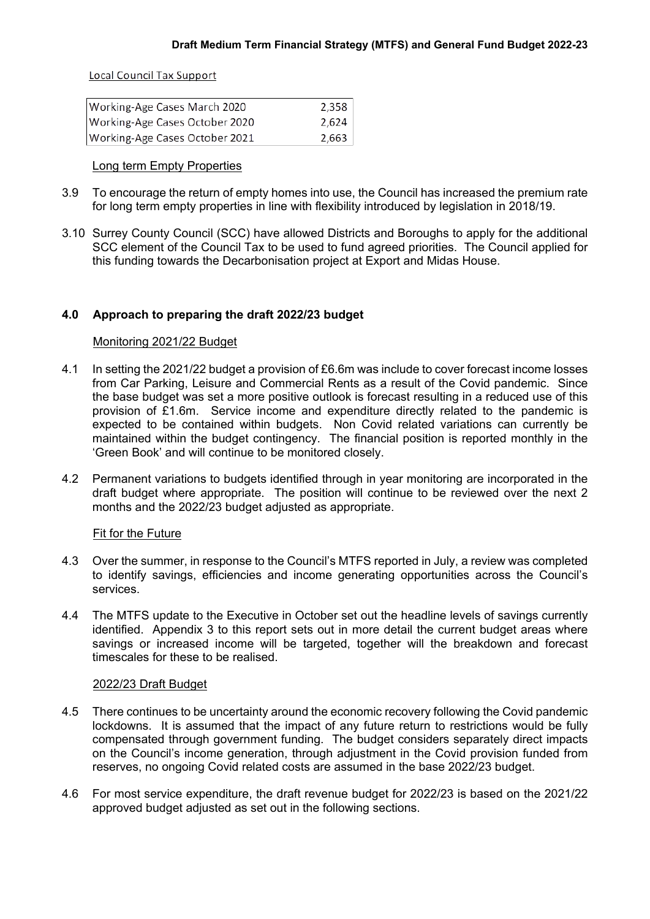Local Council Tax Support

| Working-Age Cases March 2020 | 2,358 |
|---|---|
| Working-Age Cases October 2020 | 2,624 |
| Working-Age Cases October 2021 | 2,663 |

Long term Empty Properties

3.9 To encourage the return of empty homes into use, the Council has increased the premium rate for long term empty properties in line with flexibility introduced by legislation in 2018/19.

3.10 Surrey County Council (SCC) have allowed Districts and Boroughs to apply for the additional SCC element of the Council Tax to be used to fund agreed priorities. The Council applied for this funding towards the Decarbonisation project at Export and Midas House.

## 4.0 Approach to preparing the draft 2022/23 budget

Monitoring 2021/22 Budget

4.1 In setting the 2021/22 budget a provision of £6.6m was include to cover forecast income losses from Car Parking, Leisure and Commercial Rents as a result of the Covid pandemic. Since the base budget was set a more positive outlook is forecast resulting in a reduced use of this provision of £1.6m. Service income and expenditure directly related to the pandemic is expected to be contained within budgets. Non Covid related variations can currently be maintained within the budget contingency. The financial position is reported monthly in the 'Green Book' and will continue to be monitored closely.

4.2 Permanent variations to budgets identified through in year monitoring are incorporated in the draft budget where appropriate. The position will continue to be reviewed over the next 2 months and the 2022/23 budget adjusted as appropriate.

Fit for the Future

4.3 Over the summer, in response to the Council's MTFS reported in July, a review was completed to identify savings, efficiencies and income generating opportunities across the Council's services.

4.4 The MTFS update to the Executive in October set out the headline levels of savings currently identified. Appendix 3 to this report sets out in more detail the current budget areas where savings or increased income will be targeted, together will the breakdown and forecast timescales for these to be realised.

2022/23 Draft Budget

4.5 There continues to be uncertainty around the economic recovery following the Covid pandemic lockdowns. It is assumed that the impact of any future return to restrictions would be fully compensated through government funding. The budget considers separately direct impacts on the Council's income generation, through adjustment in the Covid provision funded from reserves, no ongoing Covid related costs are assumed in the base 2022/23 budget.

4.6 For most service expenditure, the draft revenue budget for 2022/23 is based on the 2021/22 approved budget adjusted as set out in the following sections.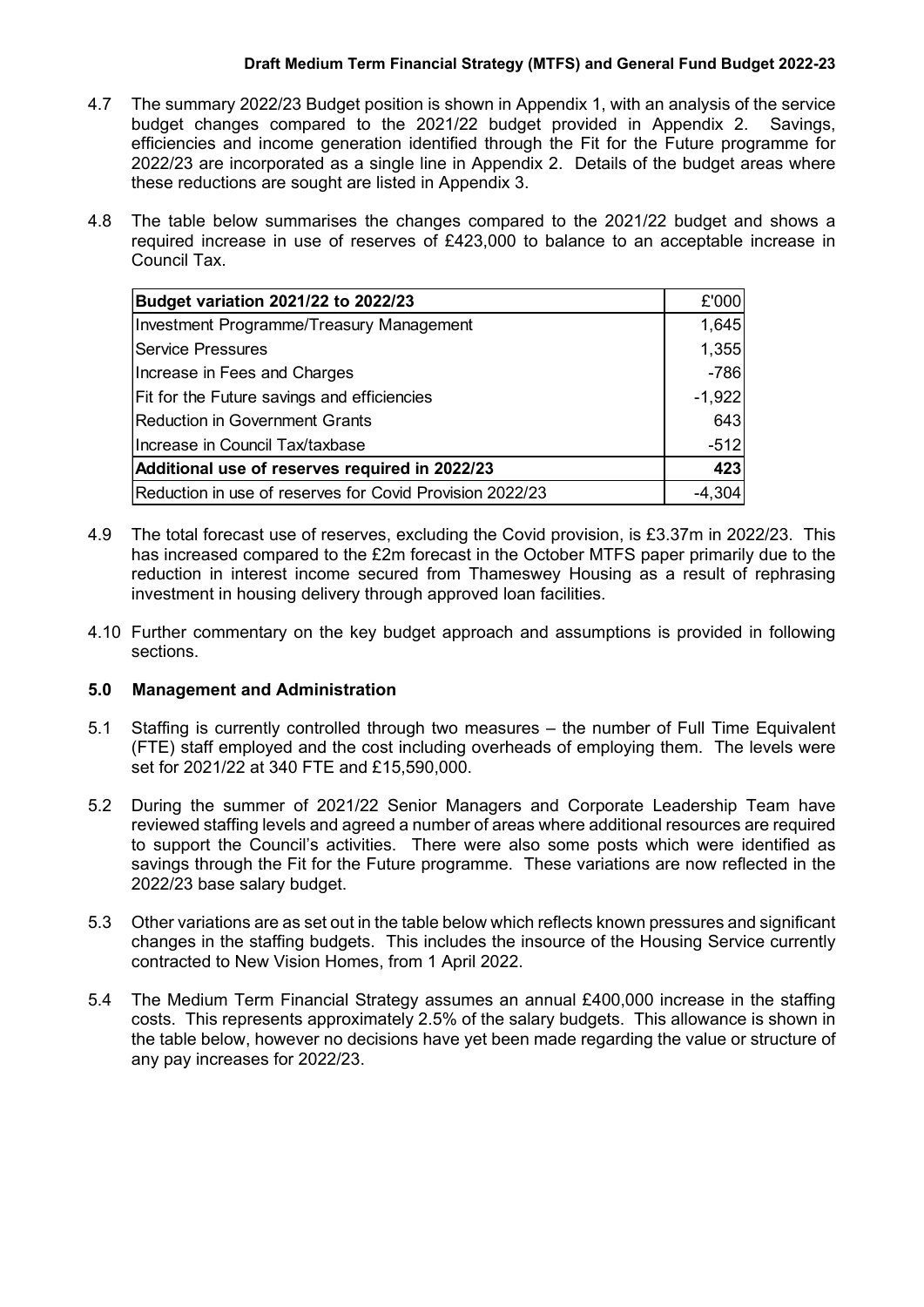4.7 The summary 2022/23 Budget position is shown in Appendix 1, with an analysis of the service budget changes compared to the 2021/22 budget provided in Appendix 2. Savings, efficiencies and income generation identified through the Fit for the Future programme for 2022/23 are incorporated as a single line in Appendix 2. Details of the budget areas where these reductions are sought are listed in Appendix 3.

4.8 The table below summarises the changes compared to the 2021/22 budget and shows a required increase in use of reserves of £423,000 to balance to an acceptable increase in Council Tax.

| **Budget variation 2021/22 to 2022/23** | £'000 |
|---|---|
| Investment Programme/Treasury Management | 1,645 |
| Service Pressures | 1,355 |
| Increase in Fees and Charges | -786 |
| Fit for the Future savings and efficiencies | -1,922 |
| Reduction in Government Grants | 643 |
| Increase in Council Tax/taxbase | -512 |
| **Additional use of reserves required in 2022/23** | **423** |
| Reduction in use of reserves for Covid Provision 2022/23 | -4,304 |

4.9 The total forecast use of reserves, excluding the Covid provision, is £3.37m in 2022/23. This has increased compared to the £2m forecast in the October MTFS paper primarily due to the reduction in interest income secured from Thameswey Housing as a result of rephrasing investment in housing delivery through approved loan facilities.

4.10 Further commentary on the key budget approach and assumptions is provided in following sections.

## 5.0 Management and Administration

5.1 Staffing is currently controlled through two measures – the number of Full Time Equivalent (FTE) staff employed and the cost including overheads of employing them. The levels were set for 2021/22 at 340 FTE and £15,590,000.

5.2 During the summer of 2021/22 Senior Managers and Corporate Leadership Team have reviewed staffing levels and agreed a number of areas where additional resources are required to support the Council's activities. There were also some posts which were identified as savings through the Fit for the Future programme. These variations are now reflected in the 2022/23 base salary budget.

5.3 Other variations are as set out in the table below which reflects known pressures and significant changes in the staffing budgets. This includes the insource of the Housing Service currently contracted to New Vision Homes, from 1 April 2022.

5.4 The Medium Term Financial Strategy assumes an annual £400,000 increase in the staffing costs. This represents approximately 2.5% of the salary budgets. This allowance is shown in the table below, however no decisions have yet been made regarding the value or structure of any pay increases for 2022/23.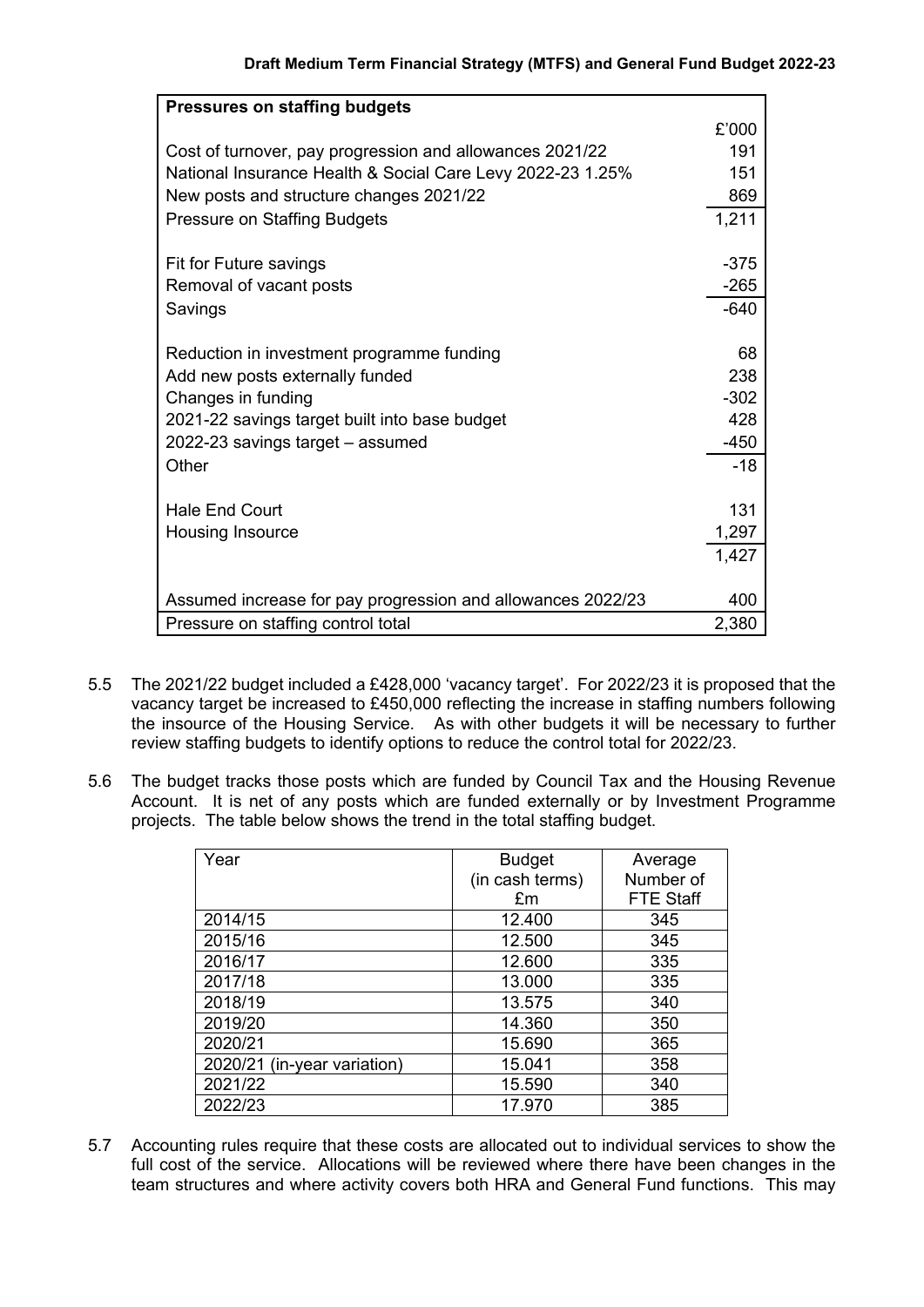| Pressures on staffing budgets | |
|---|---|
| | £'000 |
| Cost of turnover, pay progression and allowances 2021/22 | 191 |
| National Insurance Health & Social Care Levy 2022-23 1.25% | 151 |
| New posts and structure changes 2021/22 | 869 |
| Pressure on Staffing Budgets | 1,211 |
| | |
| Fit for Future savings | -375 |
| Removal of vacant posts | -265 |
| Savings | -640 |
| | |
| Reduction in investment programme funding | 68 |
| Add new posts externally funded | 238 |
| Changes in funding | -302 |
| 2021-22 savings target built into base budget | 428 |
| 2022-23 savings target – assumed | -450 |
| Other | -18 |
| | |
| Hale End Court | 131 |
| Housing Insource | 1,297 |
| | 1,427 |
| | |
| Assumed increase for pay progression and allowances 2022/23 | 400 |
| Pressure on staffing control total | 2,380 |

5.5 The 2021/22 budget included a £428,000 'vacancy target'. For 2022/23 it is proposed that the vacancy target be increased to £450,000 reflecting the increase in staffing numbers following the insource of the Housing Service. As with other budgets it will be necessary to further review staffing budgets to identify options to reduce the control total for 2022/23.

5.6 The budget tracks those posts which are funded by Council Tax and the Housing Revenue Account. It is net of any posts which are funded externally or by Investment Programme projects. The table below shows the trend in the total staffing budget.

| Year | Budget (in cash terms) £m | Average Number of FTE Staff |
|---|---|---|
| 2014/15 | 12.400 | 345 |
| 2015/16 | 12.500 | 345 |
| 2016/17 | 12.600 | 335 |
| 2017/18 | 13.000 | 335 |
| 2018/19 | 13.575 | 340 |
| 2019/20 | 14.360 | 350 |
| 2020/21 | 15.690 | 365 |
| 2020/21 (in-year variation) | 15.041 | 358 |
| 2021/22 | 15.590 | 340 |
| 2022/23 | 17.970 | 385 |

5.7 Accounting rules require that these costs are allocated out to individual services to show the full cost of the service. Allocations will be reviewed where there have been changes in the team structures and where activity covers both HRA and General Fund functions. This may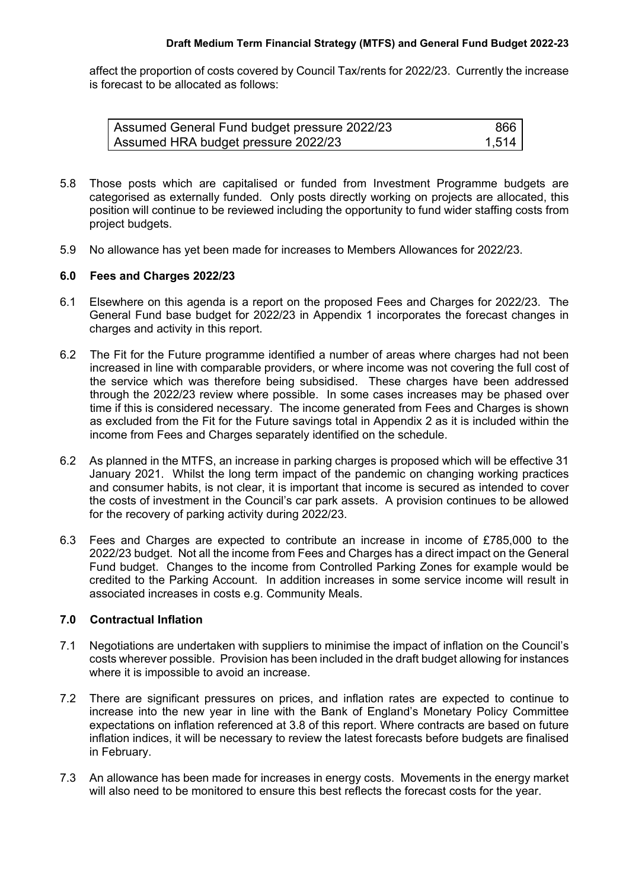affect the proportion of costs covered by Council Tax/rents for 2022/23. Currently the increase is forecast to be allocated as follows:

| | |
|---|---|
| Assumed General Fund budget pressure 2022/23 | 866 |
| Assumed HRA budget pressure 2022/23 | 1,514 |

5.8 Those posts which are capitalised or funded from Investment Programme budgets are categorised as externally funded. Only posts directly working on projects are allocated, this position will continue to be reviewed including the opportunity to fund wider staffing costs from project budgets.

5.9 No allowance has yet been made for increases to Members Allowances for 2022/23.

## 6.0 Fees and Charges 2022/23

6.1 Elsewhere on this agenda is a report on the proposed Fees and Charges for 2022/23. The General Fund base budget for 2022/23 in Appendix 1 incorporates the forecast changes in charges and activity in this report.

6.2 The Fit for the Future programme identified a number of areas where charges had not been increased in line with comparable providers, or where income was not covering the full cost of the service which was therefore being subsidised. These charges have been addressed through the 2022/23 review where possible. In some cases increases may be phased over time if this is considered necessary. The income generated from Fees and Charges is shown as excluded from the Fit for the Future savings total in Appendix 2 as it is included within the income from Fees and Charges separately identified on the schedule.

6.2 As planned in the MTFS, an increase in parking charges is proposed which will be effective 31 January 2021. Whilst the long term impact of the pandemic on changing working practices and consumer habits, is not clear, it is important that income is secured as intended to cover the costs of investment in the Council's car park assets. A provision continues to be allowed for the recovery of parking activity during 2022/23.

6.3 Fees and Charges are expected to contribute an increase in income of £785,000 to the 2022/23 budget. Not all the income from Fees and Charges has a direct impact on the General Fund budget. Changes to the income from Controlled Parking Zones for example would be credited to the Parking Account. In addition increases in some service income will result in associated increases in costs e.g. Community Meals.

## 7.0 Contractual Inflation

7.1 Negotiations are undertaken with suppliers to minimise the impact of inflation on the Council's costs wherever possible. Provision has been included in the draft budget allowing for instances where it is impossible to avoid an increase.

7.2 There are significant pressures on prices, and inflation rates are expected to continue to increase into the new year in line with the Bank of England's Monetary Policy Committee expectations on inflation referenced at 3.8 of this report. Where contracts are based on future inflation indices, it will be necessary to review the latest forecasts before budgets are finalised in February.

7.3 An allowance has been made for increases in energy costs. Movements in the energy market will also need to be monitored to ensure this best reflects the forecast costs for the year.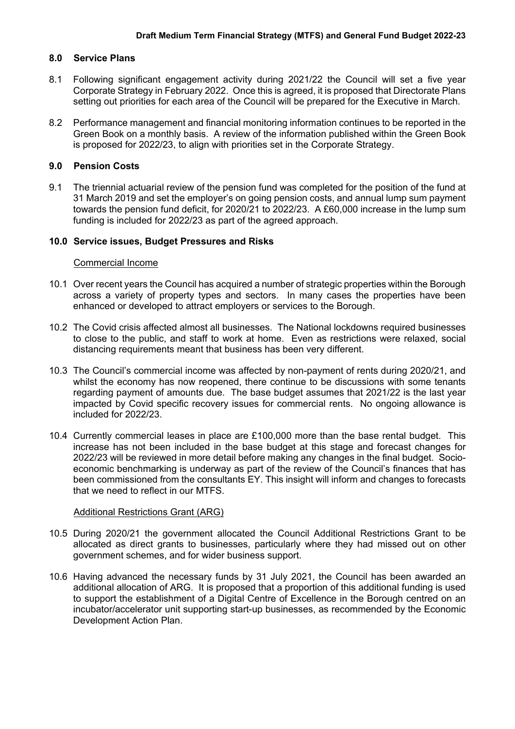## 8.0 Service Plans

8.1 Following significant engagement activity during 2021/22 the Council will set a five year Corporate Strategy in February 2022. Once this is agreed, it is proposed that Directorate Plans setting out priorities for each area of the Council will be prepared for the Executive in March.

8.2 Performance management and financial monitoring information continues to be reported in the Green Book on a monthly basis. A review of the information published within the Green Book is proposed for 2022/23, to align with priorities set in the Corporate Strategy.

## 9.0 Pension Costs

9.1 The triennial actuarial review of the pension fund was completed for the position of the fund at 31 March 2019 and set the employer's on going pension costs, and annual lump sum payment towards the pension fund deficit, for 2020/21 to 2022/23. A £60,000 increase in the lump sum funding is included for 2022/23 as part of the agreed approach.

## 10.0 Service issues, Budget Pressures and Risks

Commercial Income

10.1 Over recent years the Council has acquired a number of strategic properties within the Borough across a variety of property types and sectors. In many cases the properties have been enhanced or developed to attract employers or services to the Borough.

10.2 The Covid crisis affected almost all businesses. The National lockdowns required businesses to close to the public, and staff to work at home. Even as restrictions were relaxed, social distancing requirements meant that business has been very different.

10.3 The Council's commercial income was affected by non-payment of rents during 2020/21, and whilst the economy has now reopened, there continue to be discussions with some tenants regarding payment of amounts due. The base budget assumes that 2021/22 is the last year impacted by Covid specific recovery issues for commercial rents. No ongoing allowance is included for 2022/23.

10.4 Currently commercial leases in place are £100,000 more than the base rental budget. This increase has not been included in the base budget at this stage and forecast changes for 2022/23 will be reviewed in more detail before making any changes in the final budget. Socio-economic benchmarking is underway as part of the review of the Council's finances that has been commissioned from the consultants EY. This insight will inform and changes to forecasts that we need to reflect in our MTFS.

Additional Restrictions Grant (ARG)

10.5 During 2020/21 the government allocated the Council Additional Restrictions Grant to be allocated as direct grants to businesses, particularly where they had missed out on other government schemes, and for wider business support.

10.6 Having advanced the necessary funds by 31 July 2021, the Council has been awarded an additional allocation of ARG. It is proposed that a proportion of this additional funding is used to support the establishment of a Digital Centre of Excellence in the Borough centred on an incubator/accelerator unit supporting start-up businesses, as recommended by the Economic Development Action Plan.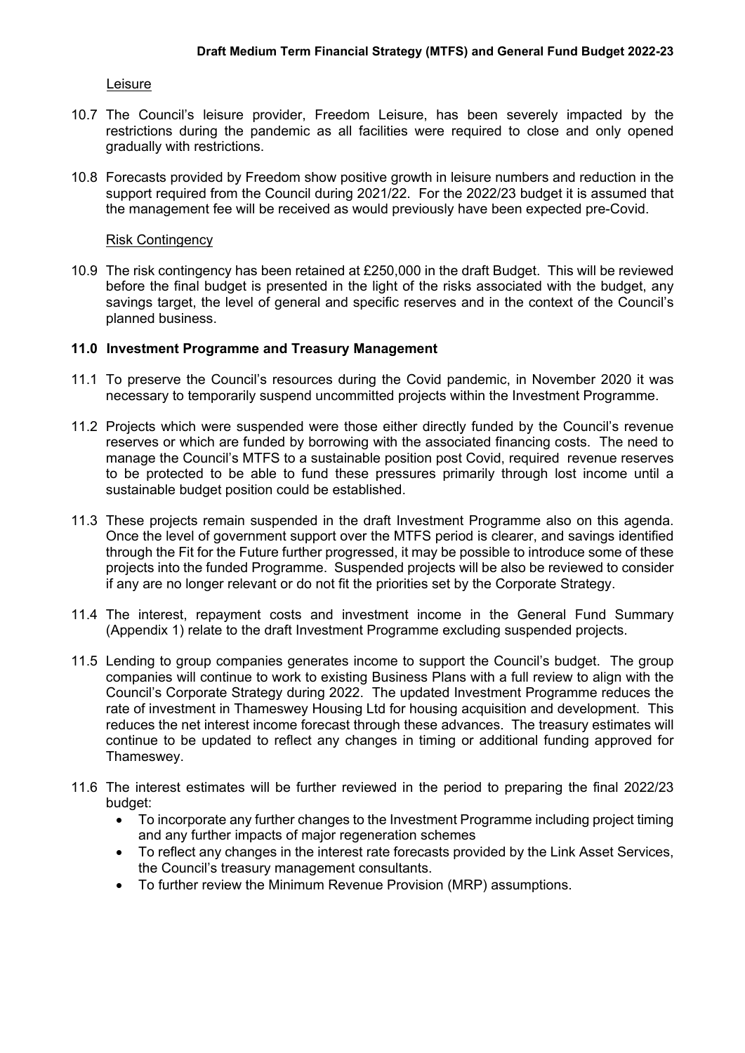Leisure

10.7 The Council's leisure provider, Freedom Leisure, has been severely impacted by the restrictions during the pandemic as all facilities were required to close and only opened gradually with restrictions.

10.8 Forecasts provided by Freedom show positive growth in leisure numbers and reduction in the support required from the Council during 2021/22. For the 2022/23 budget it is assumed that the management fee will be received as would previously have been expected pre-Covid.

Risk Contingency

10.9 The risk contingency has been retained at £250,000 in the draft Budget. This will be reviewed before the final budget is presented in the light of the risks associated with the budget, any savings target, the level of general and specific reserves and in the context of the Council's planned business.

## 11.0 Investment Programme and Treasury Management

11.1 To preserve the Council's resources during the Covid pandemic, in November 2020 it was necessary to temporarily suspend uncommitted projects within the Investment Programme.

11.2 Projects which were suspended were those either directly funded by the Council's revenue reserves or which are funded by borrowing with the associated financing costs. The need to manage the Council's MTFS to a sustainable position post Covid, required revenue reserves to be protected to be able to fund these pressures primarily through lost income until a sustainable budget position could be established.

11.3 These projects remain suspended in the draft Investment Programme also on this agenda. Once the level of government support over the MTFS period is clearer, and savings identified through the Fit for the Future further progressed, it may be possible to introduce some of these projects into the funded Programme. Suspended projects will be also be reviewed to consider if any are no longer relevant or do not fit the priorities set by the Corporate Strategy.

11.4 The interest, repayment costs and investment income in the General Fund Summary (Appendix 1) relate to the draft Investment Programme excluding suspended projects.

11.5 Lending to group companies generates income to support the Council's budget. The group companies will continue to work to existing Business Plans with a full review to align with the Council's Corporate Strategy during 2022. The updated Investment Programme reduces the rate of investment in Thameswey Housing Ltd for housing acquisition and development. This reduces the net interest income forecast through these advances. The treasury estimates will continue to be updated to reflect any changes in timing or additional funding approved for Thameswey.

11.6 The interest estimates will be further reviewed in the period to preparing the final 2022/23 budget:

- To incorporate any further changes to the Investment Programme including project timing and any further impacts of major regeneration schemes
- To reflect any changes in the interest rate forecasts provided by the Link Asset Services, the Council's treasury management consultants.
- To further review the Minimum Revenue Provision (MRP) assumptions.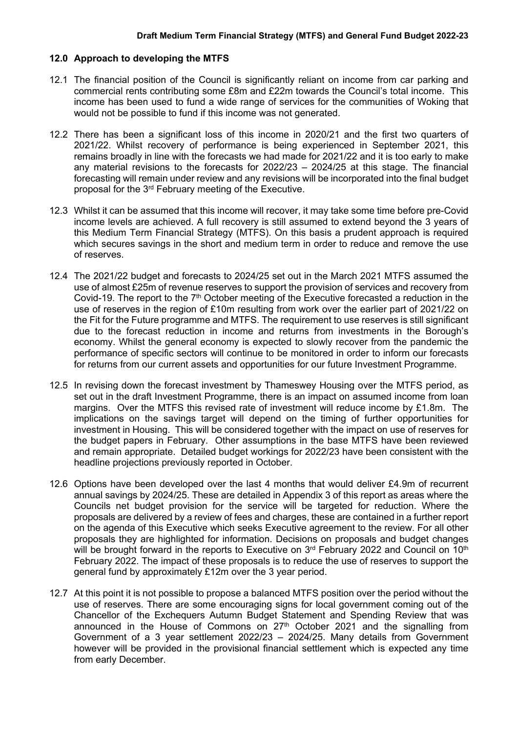## 12.0 Approach to developing the MTFS

12.1 The financial position of the Council is significantly reliant on income from car parking and commercial rents contributing some £8m and £22m towards the Council's total income. This income has been used to fund a wide range of services for the communities of Woking that would not be possible to fund if this income was not generated.

12.2 There has been a significant loss of this income in 2020/21 and the first two quarters of 2021/22. Whilst recovery of performance is being experienced in September 2021, this remains broadly in line with the forecasts we had made for 2021/22 and it is too early to make any material revisions to the forecasts for 2022/23 – 2024/25 at this stage. The financial forecasting will remain under review and any revisions will be incorporated into the final budget proposal for the 3rd February meeting of the Executive.

12.3 Whilst it can be assumed that this income will recover, it may take some time before pre-Covid income levels are achieved. A full recovery is still assumed to extend beyond the 3 years of this Medium Term Financial Strategy (MTFS). On this basis a prudent approach is required which secures savings in the short and medium term in order to reduce and remove the use of reserves.

12.4 The 2021/22 budget and forecasts to 2024/25 set out in the March 2021 MTFS assumed the use of almost £25m of revenue reserves to support the provision of services and recovery from Covid-19. The report to the 7th October meeting of the Executive forecasted a reduction in the use of reserves in the region of £10m resulting from work over the earlier part of 2021/22 on the Fit for the Future programme and MTFS. The requirement to use reserves is still significant due to the forecast reduction in income and returns from investments in the Borough's economy. Whilst the general economy is expected to slowly recover from the pandemic the performance of specific sectors will continue to be monitored in order to inform our forecasts for returns from our current assets and opportunities for our future Investment Programme.

12.5 In revising down the forecast investment by Thameswey Housing over the MTFS period, as set out in the draft Investment Programme, there is an impact on assumed income from loan margins. Over the MTFS this revised rate of investment will reduce income by £1.8m. The implications on the savings target will depend on the timing of further opportunities for investment in Housing. This will be considered together with the impact on use of reserves for the budget papers in February. Other assumptions in the base MTFS have been reviewed and remain appropriate. Detailed budget workings for 2022/23 have been consistent with the headline projections previously reported in October.

12.6 Options have been developed over the last 4 months that would deliver £4.9m of recurrent annual savings by 2024/25. These are detailed in Appendix 3 of this report as areas where the Councils net budget provision for the service will be targeted for reduction. Where the proposals are delivered by a review of fees and charges, these are contained in a further report on the agenda of this Executive which seeks Executive agreement to the review. For all other proposals they are highlighted for information. Decisions on proposals and budget changes will be brought forward in the reports to Executive on 3rd February 2022 and Council on 10th February 2022. The impact of these proposals is to reduce the use of reserves to support the general fund by approximately £12m over the 3 year period.

12.7 At this point it is not possible to propose a balanced MTFS position over the period without the use of reserves. There are some encouraging signs for local government coming out of the Chancellor of the Exchequers Autumn Budget Statement and Spending Review that was announced in the House of Commons on 27th October 2021 and the signalling from Government of a 3 year settlement 2022/23 – 2024/25. Many details from Government however will be provided in the provisional financial settlement which is expected any time from early December.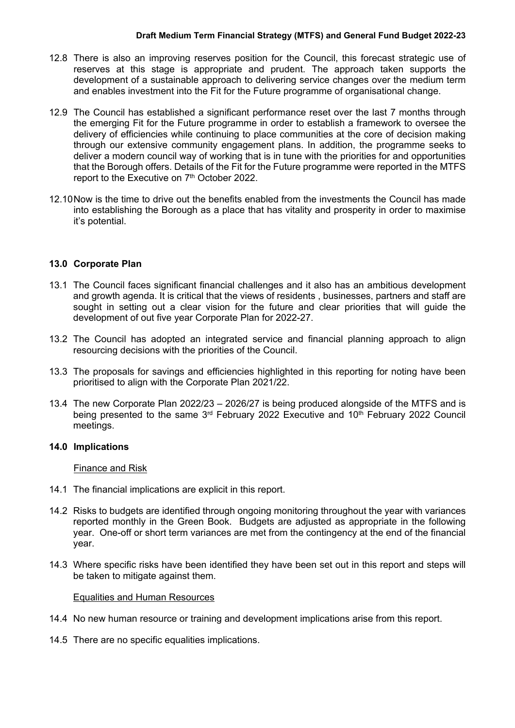12.8 There is also an improving reserves position for the Council, this forecast strategic use of reserves at this stage is appropriate and prudent. The approach taken supports the development of a sustainable approach to delivering service changes over the medium term and enables investment into the Fit for the Future programme of organisational change.

12.9 The Council has established a significant performance reset over the last 7 months through the emerging Fit for the Future programme in order to establish a framework to oversee the delivery of efficiencies while continuing to place communities at the core of decision making through our extensive community engagement plans. In addition, the programme seeks to deliver a modern council way of working that is in tune with the priorities for and opportunities that the Borough offers. Details of the Fit for the Future programme were reported in the MTFS report to the Executive on 7th October 2022.

12.10 Now is the time to drive out the benefits enabled from the investments the Council has made into establishing the Borough as a place that has vitality and prosperity in order to maximise it's potential.

## 13.0 Corporate Plan

13.1 The Council faces significant financial challenges and it also has an ambitious development and growth agenda. It is critical that the views of residents , businesses, partners and staff are sought in setting out a clear vision for the future and clear priorities that will guide the development of out five year Corporate Plan for 2022-27.

13.2 The Council has adopted an integrated service and financial planning approach to align resourcing decisions with the priorities of the Council.

13.3 The proposals for savings and efficiencies highlighted in this reporting for noting have been prioritised to align with the Corporate Plan 2021/22.

13.4 The new Corporate Plan 2022/23 – 2026/27 is being produced alongside of the MTFS and is being presented to the same 3rd February 2022 Executive and 10th February 2022 Council meetings.

## 14.0 Implications

Finance and Risk

14.1 The financial implications are explicit in this report.

14.2 Risks to budgets are identified through ongoing monitoring throughout the year with variances reported monthly in the Green Book. Budgets are adjusted as appropriate in the following year. One-off or short term variances are met from the contingency at the end of the financial year.

14.3 Where specific risks have been identified they have been set out in this report and steps will be taken to mitigate against them.

Equalities and Human Resources

14.4 No new human resource or training and development implications arise from this report.

14.5 There are no specific equalities implications.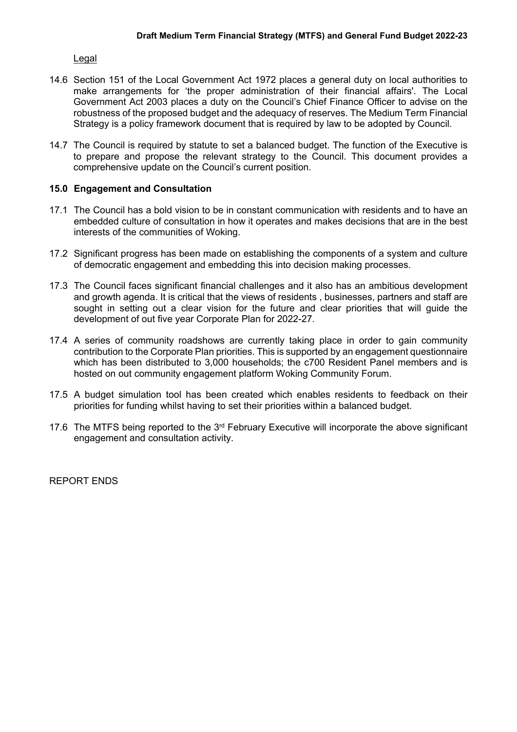Legal

14.6 Section 151 of the Local Government Act 1972 places a general duty on local authorities to make arrangements for 'the proper administration of their financial affairs'. The Local Government Act 2003 places a duty on the Council's Chief Finance Officer to advise on the robustness of the proposed budget and the adequacy of reserves. The Medium Term Financial Strategy is a policy framework document that is required by law to be adopted by Council.

14.7 The Council is required by statute to set a balanced budget. The function of the Executive is to prepare and propose the relevant strategy to the Council. This document provides a comprehensive update on the Council's current position.

## 15.0 Engagement and Consultation

17.1 The Council has a bold vision to be in constant communication with residents and to have an embedded culture of consultation in how it operates and makes decisions that are in the best interests of the communities of Woking.

17.2 Significant progress has been made on establishing the components of a system and culture of democratic engagement and embedding this into decision making processes.

17.3 The Council faces significant financial challenges and it also has an ambitious development and growth agenda. It is critical that the views of residents , businesses, partners and staff are sought in setting out a clear vision for the future and clear priorities that will guide the development of out five year Corporate Plan for 2022-27.

17.4 A series of community roadshows are currently taking place in order to gain community contribution to the Corporate Plan priorities. This is supported by an engagement questionnaire which has been distributed to 3,000 households; the c700 Resident Panel members and is hosted on out community engagement platform Woking Community Forum.

17.5 A budget simulation tool has been created which enables residents to feedback on their priorities for funding whilst having to set their priorities within a balanced budget.

17.6 The MTFS being reported to the 3rd February Executive will incorporate the above significant engagement and consultation activity.

REPORT ENDS